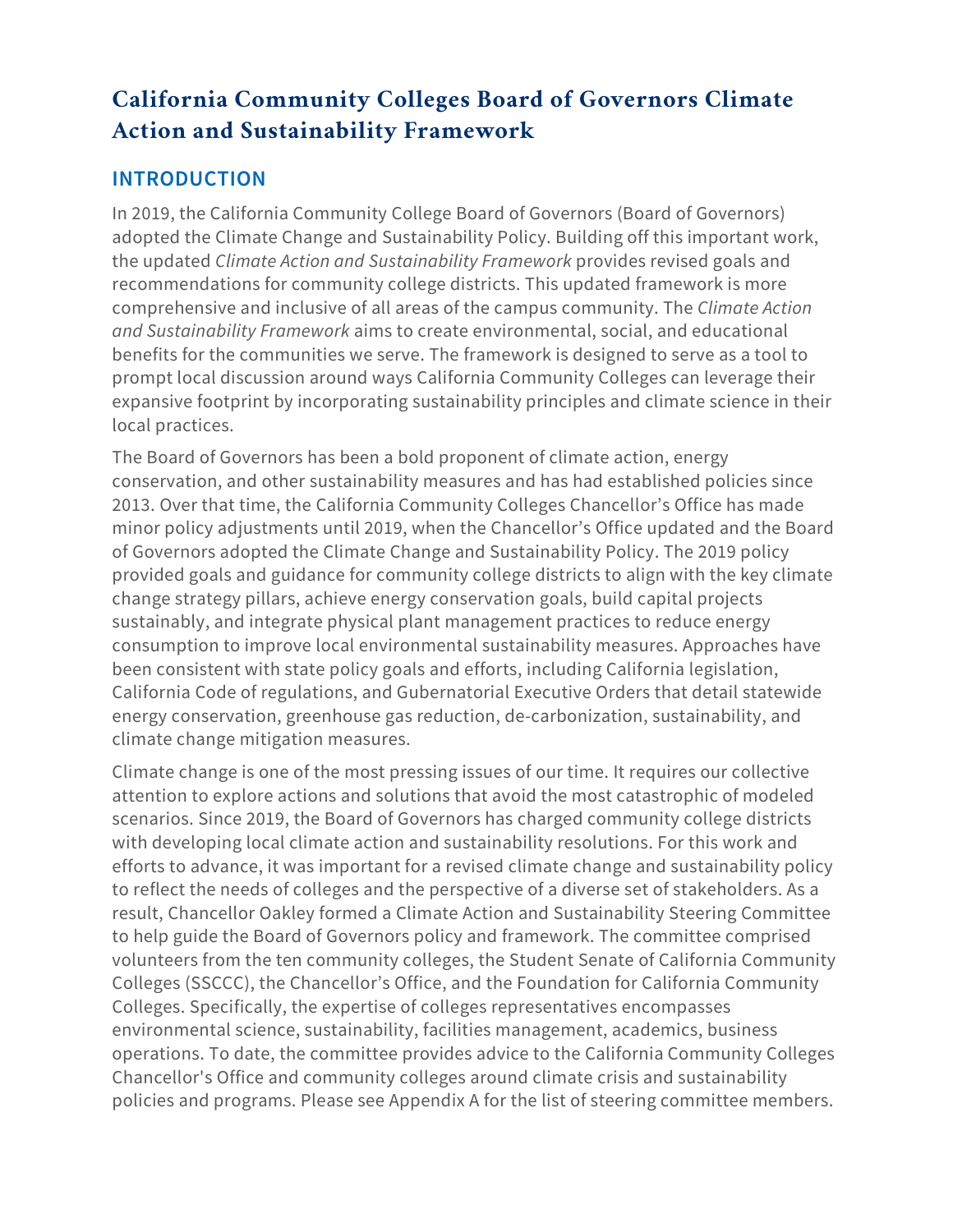# California Community Colleges Board of Governors Climate Action and Sustainability Framework

## INTRODUCTION

In 2019, the California Community College Board of Governors (Board of Governors) adopted the Climate Change and Sustainability Policy. Building off this important work, the updated *Climate Action and Sustainability Framework* provides revised goals and recommendations for community college districts. This updated framework is more comprehensive and inclusive of all areas of the campus community. The *Climate Action and Sustainability Framework* aims to create environmental, social, and educational benefits for the communities we serve. The framework is designed to serve as a tool to prompt local discussion around ways California Community Colleges can leverage their expansive footprint by incorporating sustainability principles and climate science in their local practices.

The Board of Governors has been a bold proponent of climate action, energy conservation, and other sustainability measures and has had established policies since 2013. Over that time, the California Community Colleges Chancellor's Office has made minor policy adjustments until 2019, when the Chancellor's Office updated and the Board of Governors adopted the Climate Change and Sustainability Policy. The 2019 policy provided goals and guidance for community college districts to align with the key climate change strategy pillars, achieve energy conservation goals, build capital projects sustainably, and integrate physical plant management practices to reduce energy consumption to improve local environmental sustainability measures. Approaches have been consistent with state policy goals and efforts, including California legislation, California Code of regulations, and Gubernatorial Executive Orders that detail statewide energy conservation, greenhouse gas reduction, de-carbonization, sustainability, and climate change mitigation measures.

Climate change is one of the most pressing issues of our time. It requires our collective attention to explore actions and solutions that avoid the most catastrophic of modeled scenarios. Since 2019, the Board of Governors has charged community college districts with developing local climate action and sustainability resolutions. For this work and efforts to advance, it was important for a revised climate change and sustainability policy to reflect the needs of colleges and the perspective of a diverse set of stakeholders. As a result, Chancellor Oakley formed a Climate Action and Sustainability Steering Committee to help guide the Board of Governors policy and framework. The committee comprised volunteers from the ten community colleges, the Student Senate of California Community Colleges (SSCCC), the Chancellor's Office, and the Foundation for California Community Colleges. Specifically, the expertise of colleges representatives encompasses environmental science, sustainability, facilities management, academics, business operations. To date, the committee provides advice to the California Community Colleges Chancellor's Office and community colleges around climate crisis and sustainability policies and programs. Please see Appendix A for the list of steering committee members.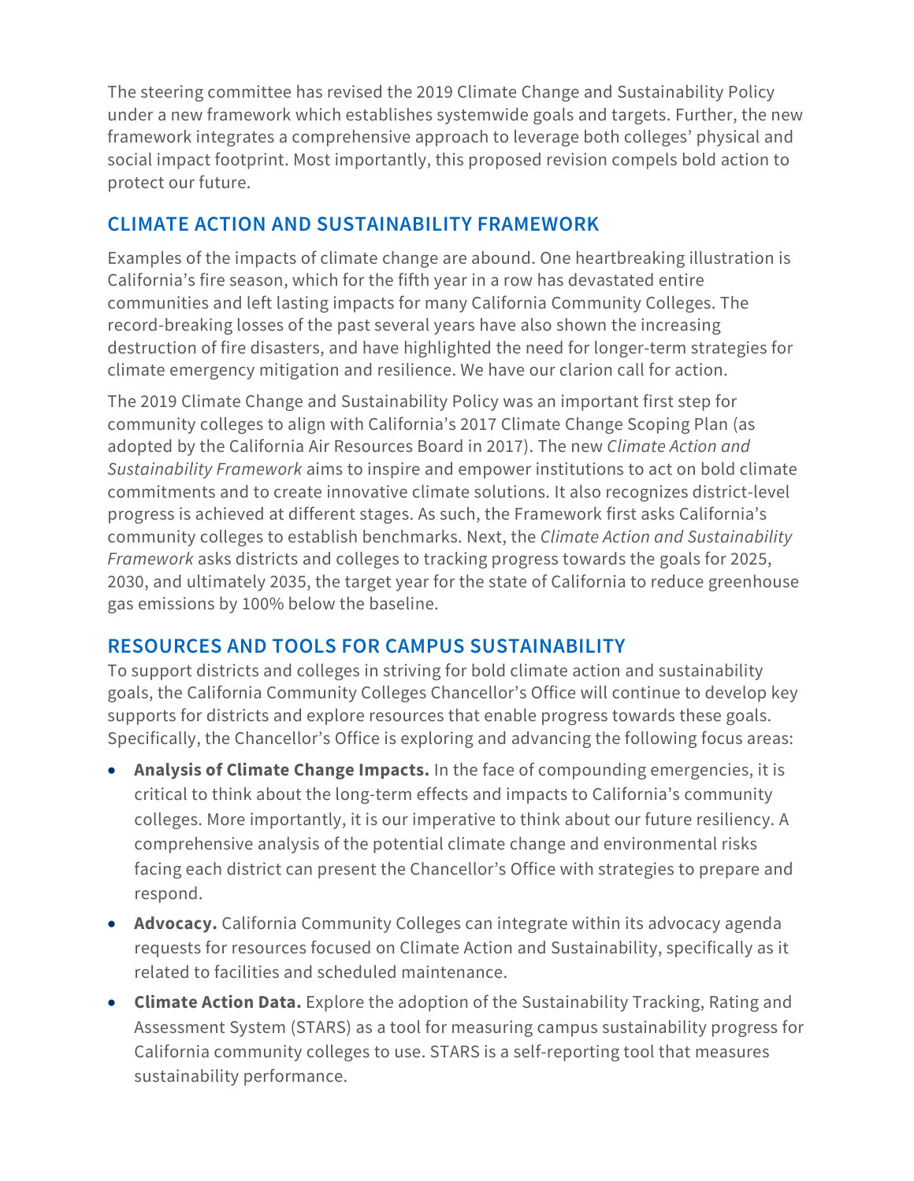The steering committee has revised the 2019 Climate Change and Sustainability Policy under a new framework which establishes systemwide goals and targets. Further, the new framework integrates a comprehensive approach to leverage both colleges' physical and social impact footprint. Most importantly, this proposed revision compels bold action to protect our future.

## CLIMATE ACTION AND SUSTAINABILITY FRAMEWORK

Examples of the impacts of climate change are abound. One heartbreaking illustration is California's fire season, which for the fifth year in a row has devastated entire communities and left lasting impacts for many California Community Colleges. The record-breaking losses of the past several years have also shown the increasing destruction of fire disasters, and have highlighted the need for longer-term strategies for climate emergency mitigation and resilience. We have our clarion call for action.

The 2019 Climate Change and Sustainability Policy was an important first step for community colleges to align with California's 2017 Climate Change Scoping Plan (as adopted by the California Air Resources Board in 2017). The new *Climate Action and Sustainability Framework* aims to inspire and empower institutions to act on bold climate commitments and to create innovative climate solutions. It also recognizes district-level progress is achieved at different stages. As such, the Framework first asks California's community colleges to establish benchmarks. Next, the *Climate Action and Sustainability Framework* asks districts and colleges to tracking progress towards the goals for 2025, 2030, and ultimately 2035, the target year for the state of California to reduce greenhouse gas emissions by 100% below the baseline.

## RESOURCES AND TOOLS FOR CAMPUS SUSTAINABILITY

To support districts and colleges in striving for bold climate action and sustainability goals, the California Community Colleges Chancellor's Office will continue to develop key supports for districts and explore resources that enable progress towards these goals. Specifically, the Chancellor's Office is exploring and advancing the following focus areas:

- **Analysis of Climate Change Impacts.** In the face of compounding emergencies, it is critical to think about the long-term effects and impacts to California's community colleges. More importantly, it is our imperative to think about our future resiliency. A comprehensive analysis of the potential climate change and environmental risks facing each district can present the Chancellor's Office with strategies to prepare and respond.
- **Advocacy.** California Community Colleges can integrate within its advocacy agenda requests for resources focused on Climate Action and Sustainability, specifically as it related to facilities and scheduled maintenance.
- **Climate Action Data.** Explore the adoption of the Sustainability Tracking, Rating and Assessment System (STARS) as a tool for measuring campus sustainability progress for California community colleges to use. STARS is a self-reporting tool that measures sustainability performance.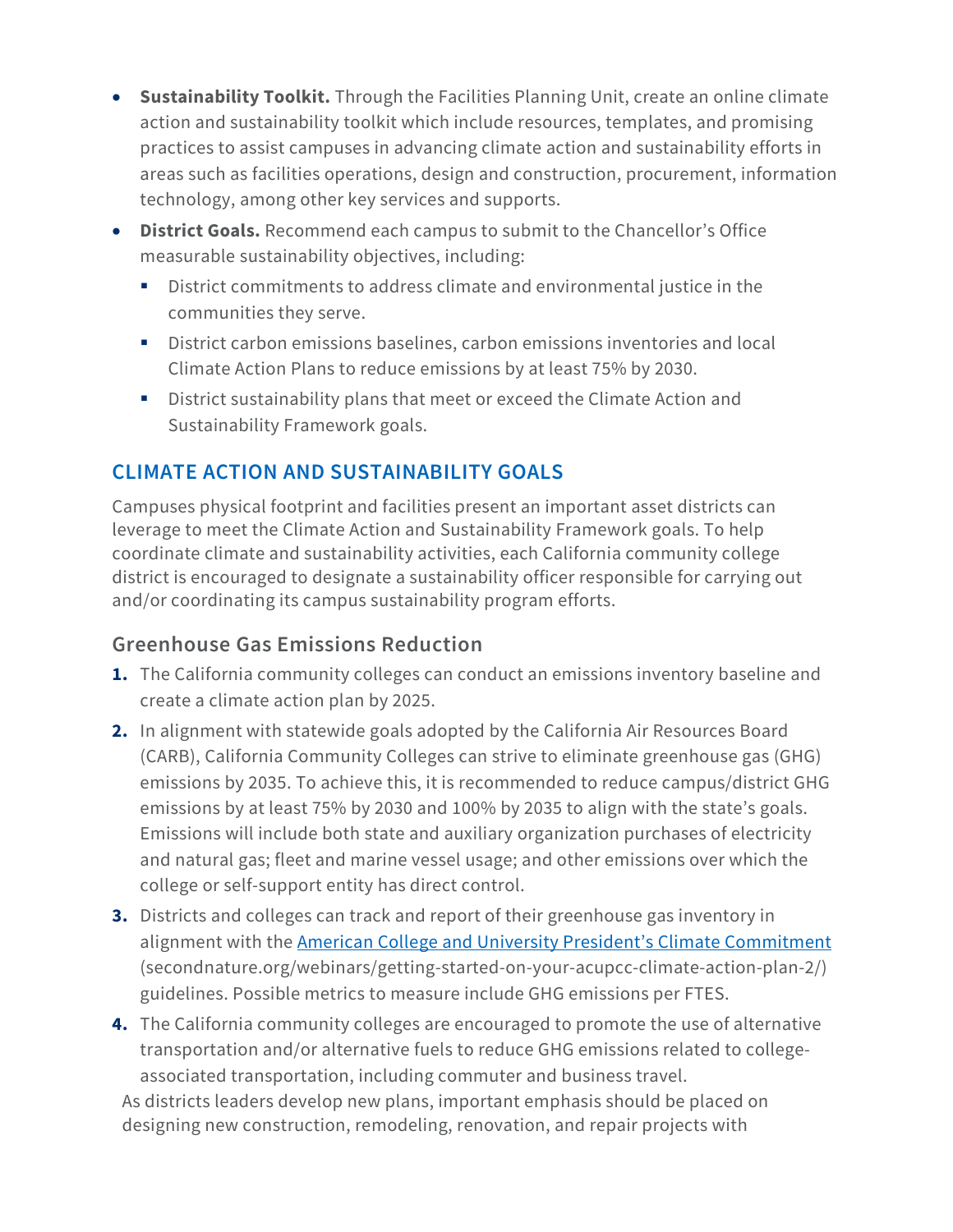- **Sustainability Toolkit.** Through the Facilities Planning Unit, create an online climate action and sustainability toolkit which include resources, templates, and promising practices to assist campuses in advancing climate action and sustainability efforts in areas such as facilities operations, design and construction, procurement, information technology, among other key services and supports.
- **District Goals.** Recommend each campus to submit to the Chancellor's Office measurable sustainability objectives, including:
  - District commitments to address climate and environmental justice in the communities they serve.
  - District carbon emissions baselines, carbon emissions inventories and local Climate Action Plans to reduce emissions by at least 75% by 2030.
  - District sustainability plans that meet or exceed the Climate Action and Sustainability Framework goals.

## CLIMATE ACTION AND SUSTAINABILITY GOALS

Campuses physical footprint and facilities present an important asset districts can leverage to meet the Climate Action and Sustainability Framework goals. To help coordinate climate and sustainability activities, each California community college district is encouraged to designate a sustainability officer responsible for carrying out and/or coordinating its campus sustainability program efforts.

### Greenhouse Gas Emissions Reduction

1. The California community colleges can conduct an emissions inventory baseline and create a climate action plan by 2025.
2. In alignment with statewide goals adopted by the California Air Resources Board (CARB), California Community Colleges can strive to eliminate greenhouse gas (GHG) emissions by 2035. To achieve this, it is recommended to reduce campus/district GHG emissions by at least 75% by 2030 and 100% by 2035 to align with the state's goals. Emissions will include both state and auxiliary organization purchases of electricity and natural gas; fleet and marine vessel usage; and other emissions over which the college or self-support entity has direct control.
3. Districts and colleges can track and report of their greenhouse gas inventory in alignment with the American College and University President's Climate Commitment (secondnature.org/webinars/getting-started-on-your-acupcc-climate-action-plan-2/) guidelines. Possible metrics to measure include GHG emissions per FTES.
4. The California community colleges are encouraged to promote the use of alternative transportation and/or alternative fuels to reduce GHG emissions related to college-associated transportation, including commuter and business travel.

As districts leaders develop new plans, important emphasis should be placed on designing new construction, remodeling, renovation, and repair projects with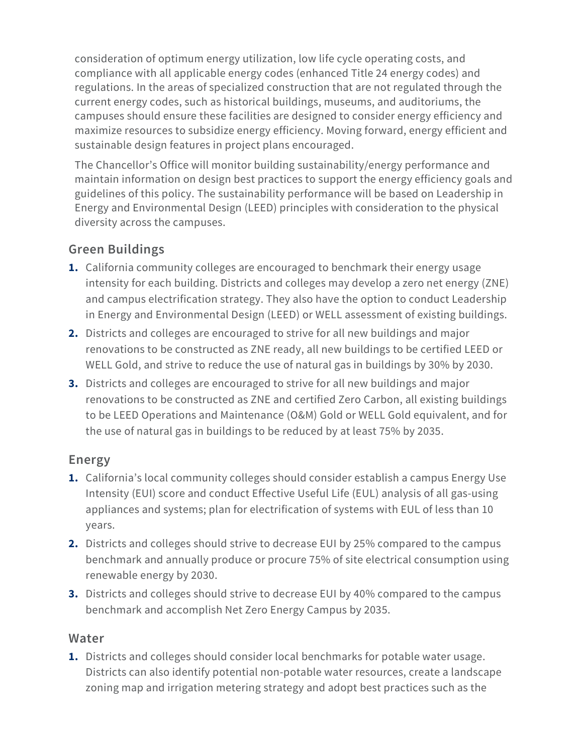consideration of optimum energy utilization, low life cycle operating costs, and compliance with all applicable energy codes (enhanced Title 24 energy codes) and regulations. In the areas of specialized construction that are not regulated through the current energy codes, such as historical buildings, museums, and auditoriums, the campuses should ensure these facilities are designed to consider energy efficiency and maximize resources to subsidize energy efficiency. Moving forward, energy efficient and sustainable design features in project plans encouraged.

The Chancellor's Office will monitor building sustainability/energy performance and maintain information on design best practices to support the energy efficiency goals and guidelines of this policy. The sustainability performance will be based on Leadership in Energy and Environmental Design (LEED) principles with consideration to the physical diversity across the campuses.

### Green Buildings

1. California community colleges are encouraged to benchmark their energy usage intensity for each building. Districts and colleges may develop a zero net energy (ZNE) and campus electrification strategy. They also have the option to conduct Leadership in Energy and Environmental Design (LEED) or WELL assessment of existing buildings.
2. Districts and colleges are encouraged to strive for all new buildings and major renovations to be constructed as ZNE ready, all new buildings to be certified LEED or WELL Gold, and strive to reduce the use of natural gas in buildings by 30% by 2030.
3. Districts and colleges are encouraged to strive for all new buildings and major renovations to be constructed as ZNE and certified Zero Carbon, all existing buildings to be LEED Operations and Maintenance (O&M) Gold or WELL Gold equivalent, and for the use of natural gas in buildings to be reduced by at least 75% by 2035.

### Energy

1. California's local community colleges should consider establish a campus Energy Use Intensity (EUI) score and conduct Effective Useful Life (EUL) analysis of all gas-using appliances and systems; plan for electrification of systems with EUL of less than 10 years.
2. Districts and colleges should strive to decrease EUI by 25% compared to the campus benchmark and annually produce or procure 75% of site electrical consumption using renewable energy by 2030.
3. Districts and colleges should strive to decrease EUI by 40% compared to the campus benchmark and accomplish Net Zero Energy Campus by 2035.

### Water

1. Districts and colleges should consider local benchmarks for potable water usage. Districts can also identify potential non-potable water resources, create a landscape zoning map and irrigation metering strategy and adopt best practices such as the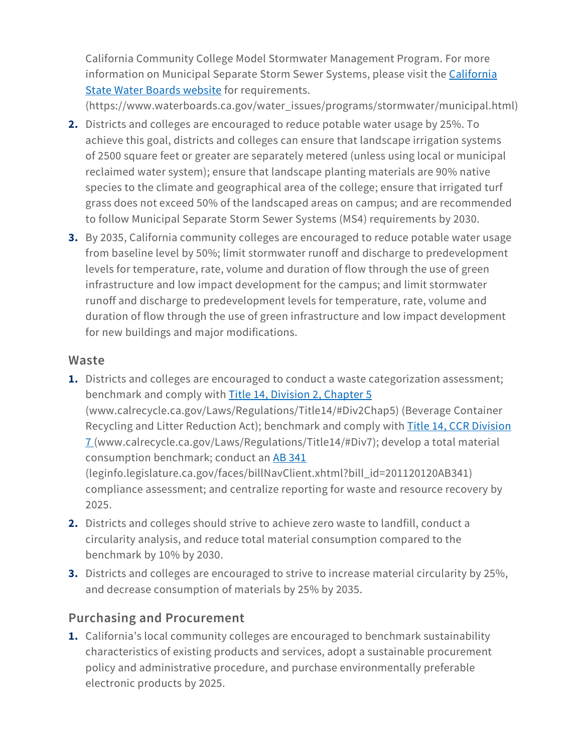California Community College Model Stormwater Management Program. For more information on Municipal Separate Storm Sewer Systems, please visit the [California State Water Boards website](https://www.waterboards.ca.gov/water_issues/programs/stormwater/municipal.html) for requirements. (https://www.waterboards.ca.gov/water_issues/programs/stormwater/municipal.html)

2. Districts and colleges are encouraged to reduce potable water usage by 25%. To achieve this goal, districts and colleges can ensure that landscape irrigation systems of 2500 square feet or greater are separately metered (unless using local or municipal reclaimed water system); ensure that landscape planting materials are 90% native species to the climate and geographical area of the college; ensure that irrigated turf grass does not exceed 50% of the landscaped areas on campus; and are recommended to follow Municipal Separate Storm Sewer Systems (MS4) requirements by 2030.
3. By 2035, California community colleges are encouraged to reduce potable water usage from baseline level by 50%; limit stormwater runoff and discharge to predevelopment levels for temperature, rate, volume and duration of flow through the use of green infrastructure and low impact development for the campus; and limit stormwater runoff and discharge to predevelopment levels for temperature, rate, volume and duration of flow through the use of green infrastructure and low impact development for new buildings and major modifications.

### Waste

1. Districts and colleges are encouraged to conduct a waste categorization assessment; benchmark and comply with [Title 14, Division 2, Chapter 5](www.calrecycle.ca.gov/Laws/Regulations/Title14/#Div2Chap5) (www.calrecycle.ca.gov/Laws/Regulations/Title14/#Div2Chap5) (Beverage Container Recycling and Litter Reduction Act); benchmark and comply with [Title 14, CCR Division 7](www.calrecycle.ca.gov/Laws/Regulations/Title14/#Div7) (www.calrecycle.ca.gov/Laws/Regulations/Title14/#Div7); develop a total material consumption benchmark; conduct an [AB 341](leginfo.legislature.ca.gov/faces/billNavClient.xhtml?bill_id=201120120AB341) (leginfo.legislature.ca.gov/faces/billNavClient.xhtml?bill_id=201120120AB341) compliance assessment; and centralize reporting for waste and resource recovery by 2025.
2. Districts and colleges should strive to achieve zero waste to landfill, conduct a circularity analysis, and reduce total material consumption compared to the benchmark by 10% by 2030.
3. Districts and colleges are encouraged to strive to increase material circularity by 25%, and decrease consumption of materials by 25% by 2035.

### Purchasing and Procurement

1. California's local community colleges are encouraged to benchmark sustainability characteristics of existing products and services, adopt a sustainable procurement policy and administrative procedure, and purchase environmentally preferable electronic products by 2025.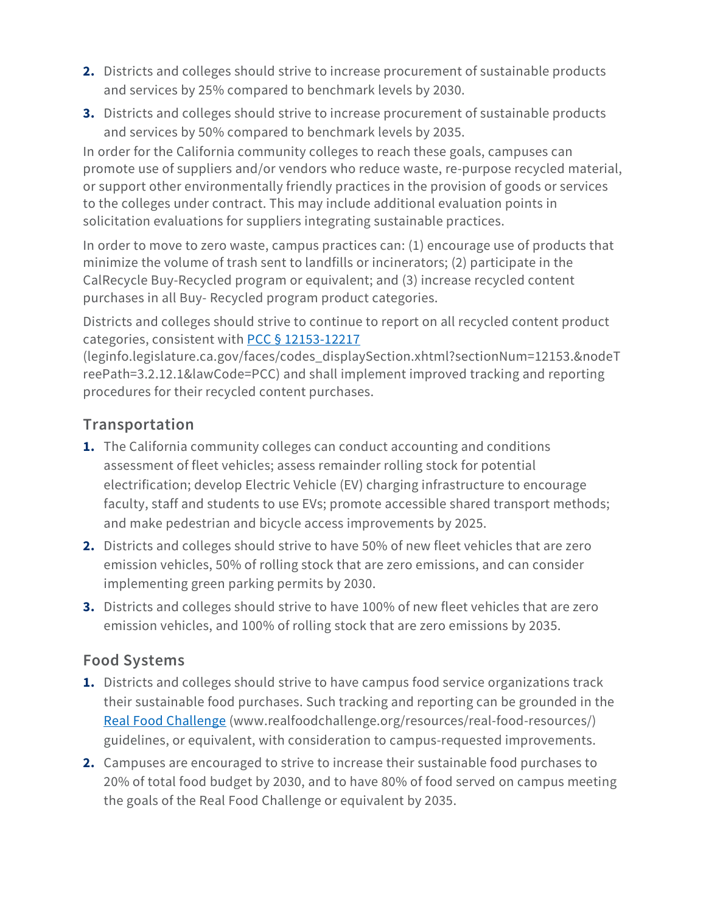2. Districts and colleges should strive to increase procurement of sustainable products and services by 25% compared to benchmark levels by 2030.
3. Districts and colleges should strive to increase procurement of sustainable products and services by 50% compared to benchmark levels by 2035.

In order for the California community colleges to reach these goals, campuses can promote use of suppliers and/or vendors who reduce waste, re-purpose recycled material, or support other environmentally friendly practices in the provision of goods or services to the colleges under contract. This may include additional evaluation points in solicitation evaluations for suppliers integrating sustainable practices.

In order to move to zero waste, campus practices can: (1) encourage use of products that minimize the volume of trash sent to landfills or incinerators; (2) participate in the CalRecycle Buy-Recycled program or equivalent; and (3) increase recycled content purchases in all Buy- Recycled program product categories.

Districts and colleges should strive to continue to report on all recycled content product categories, consistent with [PCC § 12153-12217](leginfo.legislature.ca.gov/faces/codes_displaySection.xhtml?sectionNum=12153.&nodeTreePath=3.2.12.1&lawCode=PCC) (leginfo.legislature.ca.gov/faces/codes_displaySection.xhtml?sectionNum=12153.&nodeTreePath=3.2.12.1&lawCode=PCC) and shall implement improved tracking and reporting procedures for their recycled content purchases.

## Transportation

1. The California community colleges can conduct accounting and conditions assessment of fleet vehicles; assess remainder rolling stock for potential electrification; develop Electric Vehicle (EV) charging infrastructure to encourage faculty, staff and students to use EVs; promote accessible shared transport methods; and make pedestrian and bicycle access improvements by 2025.
2. Districts and colleges should strive to have 50% of new fleet vehicles that are zero emission vehicles, 50% of rolling stock that are zero emissions, and can consider implementing green parking permits by 2030.
3. Districts and colleges should strive to have 100% of new fleet vehicles that are zero emission vehicles, and 100% of rolling stock that are zero emissions by 2035.

## Food Systems

1. Districts and colleges should strive to have campus food service organizations track their sustainable food purchases. Such tracking and reporting can be grounded in the [Real Food Challenge](www.realfoodchallenge.org/resources/real-food-resources/) (www.realfoodchallenge.org/resources/real-food-resources/) guidelines, or equivalent, with consideration to campus-requested improvements.
2. Campuses are encouraged to strive to increase their sustainable food purchases to 20% of total food budget by 2030, and to have 80% of food served on campus meeting the goals of the Real Food Challenge or equivalent by 2035.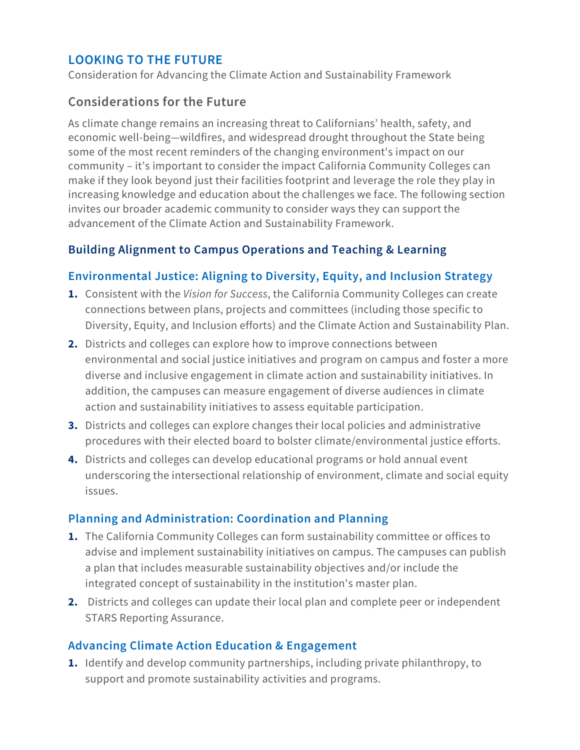## LOOKING TO THE FUTURE

Consideration for Advancing the Climate Action and Sustainability Framework

### Considerations for the Future

As climate change remains an increasing threat to Californians' health, safety, and economic well-being—wildfires, and widespread drought throughout the State being some of the most recent reminders of the changing environment's impact on our community – it's important to consider the impact California Community Colleges can make if they look beyond just their facilities footprint and leverage the role they play in increasing knowledge and education about the challenges we face. The following section invites our broader academic community to consider ways they can support the advancement of the Climate Action and Sustainability Framework.

### Building Alignment to Campus Operations and Teaching & Learning

#### Environmental Justice: Aligning to Diversity, Equity, and Inclusion Strategy

1. Consistent with the *Vision for Success*, the California Community Colleges can create connections between plans, projects and committees (including those specific to Diversity, Equity, and Inclusion efforts) and the Climate Action and Sustainability Plan.
2. Districts and colleges can explore how to improve connections between environmental and social justice initiatives and program on campus and foster a more diverse and inclusive engagement in climate action and sustainability initiatives. In addition, the campuses can measure engagement of diverse audiences in climate action and sustainability initiatives to assess equitable participation.
3. Districts and colleges can explore changes their local policies and administrative procedures with their elected board to bolster climate/environmental justice efforts.
4. Districts and colleges can develop educational programs or hold annual event underscoring the intersectional relationship of environment, climate and social equity issues.

#### Planning and Administration: Coordination and Planning

1. The California Community Colleges can form sustainability committee or offices to advise and implement sustainability initiatives on campus. The campuses can publish a plan that includes measurable sustainability objectives and/or include the integrated concept of sustainability in the institution's master plan.
2. Districts and colleges can update their local plan and complete peer or independent STARS Reporting Assurance.

#### Advancing Climate Action Education & Engagement

1. Identify and develop community partnerships, including private philanthropy, to support and promote sustainability activities and programs.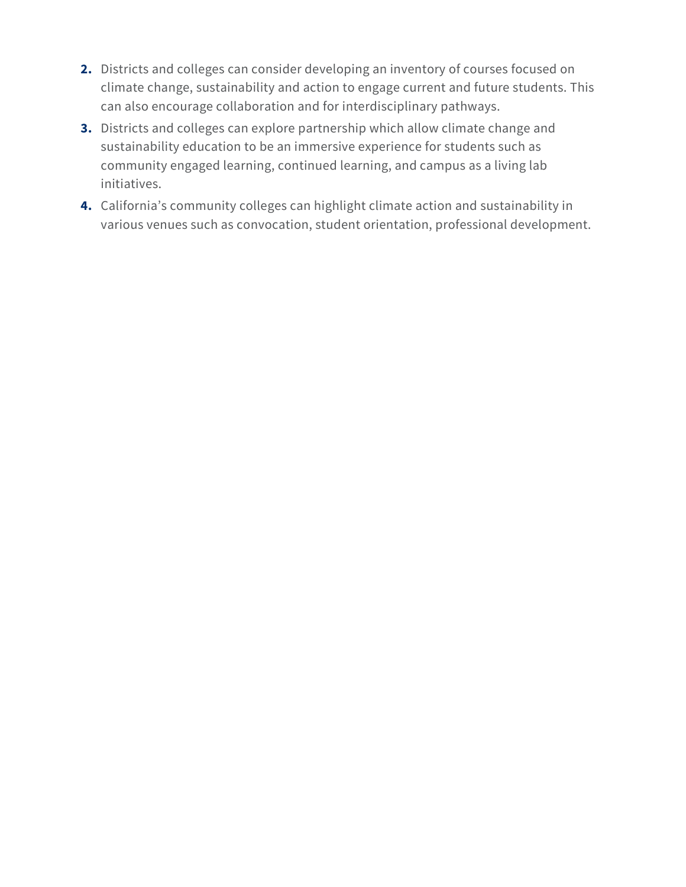2. Districts and colleges can consider developing an inventory of courses focused on climate change, sustainability and action to engage current and future students. This can also encourage collaboration and for interdisciplinary pathways.
3. Districts and colleges can explore partnership which allow climate change and sustainability education to be an immersive experience for students such as community engaged learning, continued learning, and campus as a living lab initiatives.
4. California's community colleges can highlight climate action and sustainability in various venues such as convocation, student orientation, professional development.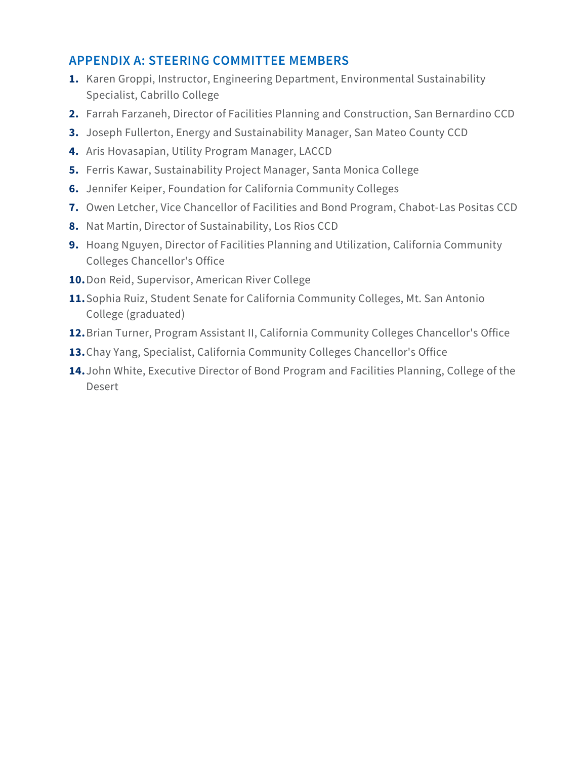## APPENDIX A: STEERING COMMITTEE MEMBERS

1. Karen Groppi, Instructor, Engineering Department, Environmental Sustainability Specialist, Cabrillo College
2. Farrah Farzaneh, Director of Facilities Planning and Construction, San Bernardino CCD
3. Joseph Fullerton, Energy and Sustainability Manager, San Mateo County CCD
4. Aris Hovasapian, Utility Program Manager, LACCD
5. Ferris Kawar, Sustainability Project Manager, Santa Monica College
6. Jennifer Keiper, Foundation for California Community Colleges
7. Owen Letcher, Vice Chancellor of Facilities and Bond Program, Chabot-Las Positas CCD
8. Nat Martin, Director of Sustainability, Los Rios CCD
9. Hoang Nguyen, Director of Facilities Planning and Utilization, California Community Colleges Chancellor's Office
10. Don Reid, Supervisor, American River College
11. Sophia Ruiz, Student Senate for California Community Colleges, Mt. San Antonio College (graduated)
12. Brian Turner, Program Assistant II, California Community Colleges Chancellor's Office
13. Chay Yang, Specialist, California Community Colleges Chancellor's Office
14. John White, Executive Director of Bond Program and Facilities Planning, College of the Desert